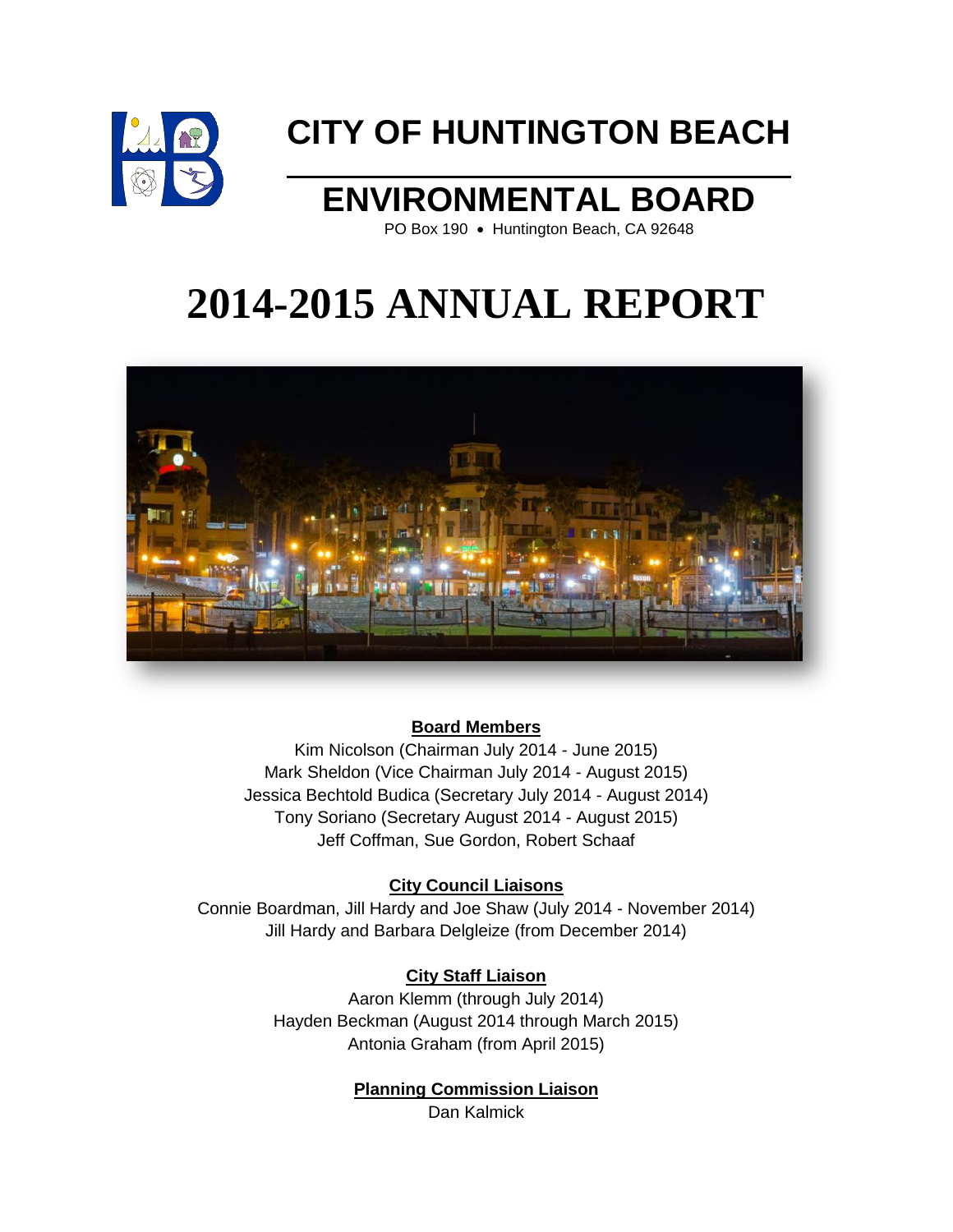# CITY OF HUNTINGTON BEACH

## ENVIRONMENTAL BOARD

PO Box 190 • Huntington Beach, CA 92648

# 2014-2015 ANNUAL REPORT

**Board Members**

Kim Nicolson (Chairman July 2014 - June 2015)
Mark Sheldon (Vice Chairman July 2014 - August 2015)
Jessica Bechtold Budica (Secretary July 2014 - August 2014)
Tony Soriano (Secretary August 2014 - August 2015)
Jeff Coffman, Sue Gordon, Robert Schaaf

**City Council Liaisons**

Connie Boardman, Jill Hardy and Joe Shaw (July 2014 - November 2014)
Jill Hardy and Barbara Delgleize (from December 2014)

**City Staff Liaison**

Aaron Klemm (through July 2014)
Hayden Beckman (August 2014 through March 2015)
Antonia Graham (from April 2015)

**Planning Commission Liaison**

Dan Kalmick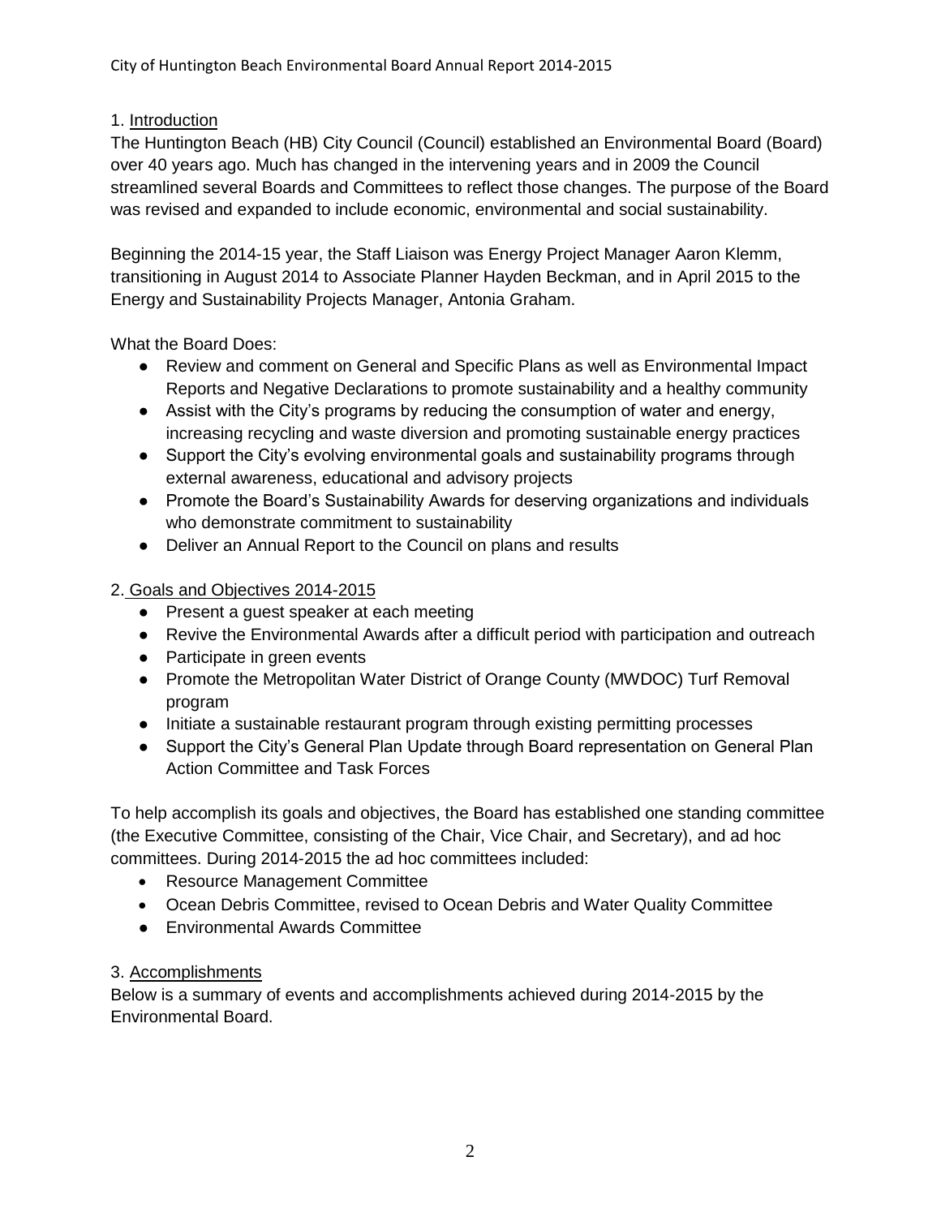## 1. Introduction

The Huntington Beach (HB) City Council (Council) established an Environmental Board (Board) over 40 years ago. Much has changed in the intervening years and in 2009 the Council streamlined several Boards and Committees to reflect those changes. The purpose of the Board was revised and expanded to include economic, environmental and social sustainability.

Beginning the 2014-15 year, the Staff Liaison was Energy Project Manager Aaron Klemm, transitioning in August 2014 to Associate Planner Hayden Beckman, and in April 2015 to the Energy and Sustainability Projects Manager, Antonia Graham.

What the Board Does:

- Review and comment on General and Specific Plans as well as Environmental Impact Reports and Negative Declarations to promote sustainability and a healthy community
- Assist with the City's programs by reducing the consumption of water and energy, increasing recycling and waste diversion and promoting sustainable energy practices
- Support the City's evolving environmental goals and sustainability programs through external awareness, educational and advisory projects
- Promote the Board's Sustainability Awards for deserving organizations and individuals who demonstrate commitment to sustainability
- Deliver an Annual Report to the Council on plans and results

## 2. Goals and Objectives 2014-2015

- Present a guest speaker at each meeting
- Revive the Environmental Awards after a difficult period with participation and outreach
- Participate in green events
- Promote the Metropolitan Water District of Orange County (MWDOC) Turf Removal program
- Initiate a sustainable restaurant program through existing permitting processes
- Support the City's General Plan Update through Board representation on General Plan Action Committee and Task Forces

To help accomplish its goals and objectives, the Board has established one standing committee (the Executive Committee, consisting of the Chair, Vice Chair, and Secretary), and ad hoc committees. During 2014-2015 the ad hoc committees included:

- Resource Management Committee
- Ocean Debris Committee, revised to Ocean Debris and Water Quality Committee
- Environmental Awards Committee

## 3. Accomplishments

Below is a summary of events and accomplishments achieved during 2014-2015 by the Environmental Board.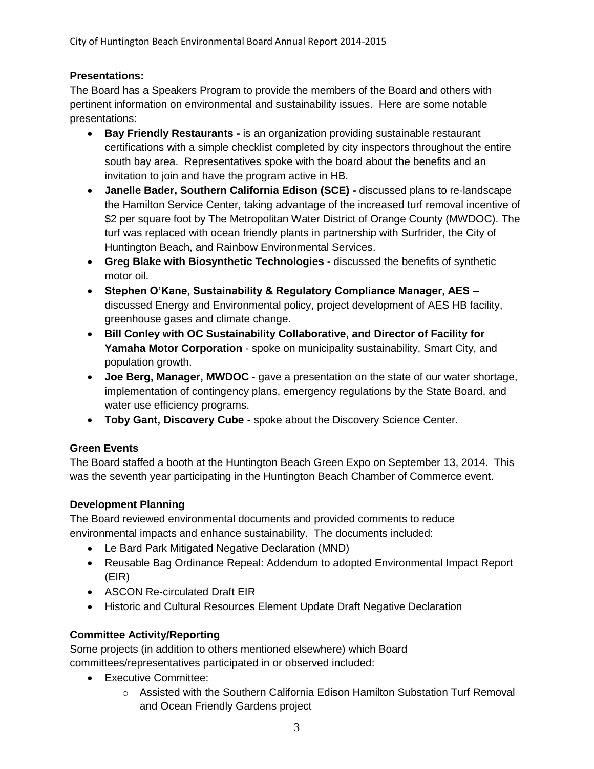**Presentations:**

The Board has a Speakers Program to provide the members of the Board and others with pertinent information on environmental and sustainability issues. Here are some notable presentations:

- **Bay Friendly Restaurants -** is an organization providing sustainable restaurant certifications with a simple checklist completed by city inspectors throughout the entire south bay area. Representatives spoke with the board about the benefits and an invitation to join and have the program active in HB.
- **Janelle Bader, Southern California Edison (SCE) -** discussed plans to re-landscape the Hamilton Service Center, taking advantage of the increased turf removal incentive of $2 per square foot by The Metropolitan Water District of Orange County (MWDOC). The turf was replaced with ocean friendly plants in partnership with Surfrider, the City of Huntington Beach, and Rainbow Environmental Services.
- **Greg Blake with Biosynthetic Technologies -** discussed the benefits of synthetic motor oil.
- **Stephen O'Kane, Sustainability & Regulatory Compliance Manager, AES** – discussed Energy and Environmental policy, project development of AES HB facility, greenhouse gases and climate change.
- **Bill Conley with OC Sustainability Collaborative, and Director of Facility for Yamaha Motor Corporation** - spoke on municipality sustainability, Smart City, and population growth.
- **Joe Berg, Manager, MWDOC** - gave a presentation on the state of our water shortage, implementation of contingency plans, emergency regulations by the State Board, and water use efficiency programs.
- **Toby Gant, Discovery Cube** - spoke about the Discovery Science Center.

**Green Events**

The Board staffed a booth at the Huntington Beach Green Expo on September 13, 2014. This was the seventh year participating in the Huntington Beach Chamber of Commerce event.

**Development Planning**

The Board reviewed environmental documents and provided comments to reduce environmental impacts and enhance sustainability. The documents included:

- Le Bard Park Mitigated Negative Declaration (MND)
- Reusable Bag Ordinance Repeal: Addendum to adopted Environmental Impact Report (EIR)
- ASCON Re-circulated Draft EIR
- Historic and Cultural Resources Element Update Draft Negative Declaration

**Committee Activity/Reporting**

Some projects (in addition to others mentioned elsewhere) which Board committees/representatives participated in or observed included:

- Executive Committee:
  - Assisted with the Southern California Edison Hamilton Substation Turf Removal and Ocean Friendly Gardens project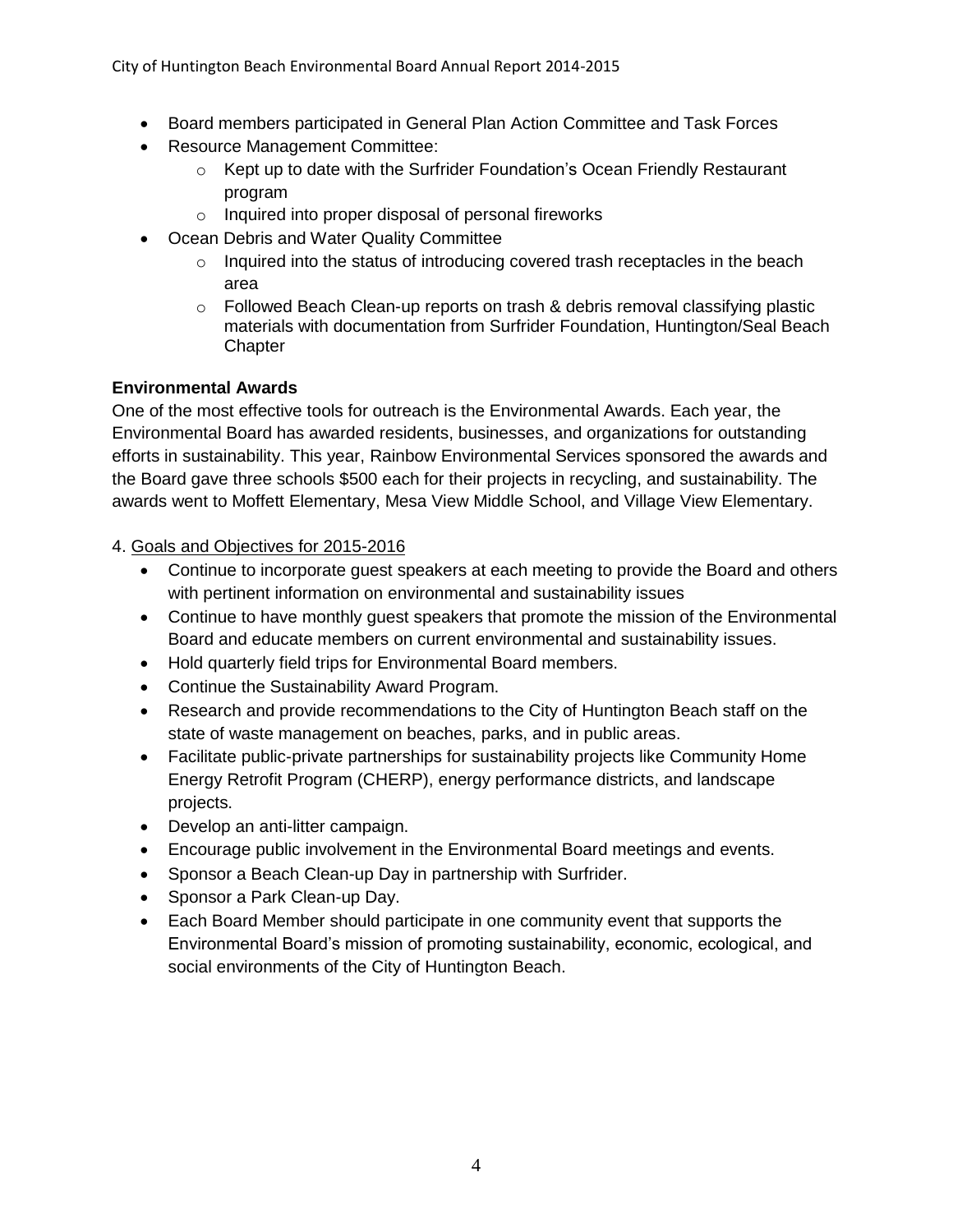- Board members participated in General Plan Action Committee and Task Forces
- Resource Management Committee:
  - Kept up to date with the Surfrider Foundation's Ocean Friendly Restaurant program
  - Inquired into proper disposal of personal fireworks
- Ocean Debris and Water Quality Committee
  - Inquired into the status of introducing covered trash receptacles in the beach area
  - Followed Beach Clean-up reports on trash & debris removal classifying plastic materials with documentation from Surfrider Foundation, Huntington/Seal Beach Chapter

**Environmental Awards**

One of the most effective tools for outreach is the Environmental Awards. Each year, the Environmental Board has awarded residents, businesses, and organizations for outstanding efforts in sustainability. This year, Rainbow Environmental Services sponsored the awards and the Board gave three schools $500 each for their projects in recycling, and sustainability. The awards went to Moffett Elementary, Mesa View Middle School, and Village View Elementary.

4. <u>Goals and Objectives for 2015-2016</u>

- Continue to incorporate guest speakers at each meeting to provide the Board and others with pertinent information on environmental and sustainability issues
- Continue to have monthly guest speakers that promote the mission of the Environmental Board and educate members on current environmental and sustainability issues.
- Hold quarterly field trips for Environmental Board members.
- Continue the Sustainability Award Program.
- Research and provide recommendations to the City of Huntington Beach staff on the state of waste management on beaches, parks, and in public areas.
- Facilitate public-private partnerships for sustainability projects like Community Home Energy Retrofit Program (CHERP), energy performance districts, and landscape projects.
- Develop an anti-litter campaign.
- Encourage public involvement in the Environmental Board meetings and events.
- Sponsor a Beach Clean-up Day in partnership with Surfrider.
- Sponsor a Park Clean-up Day.
- Each Board Member should participate in one community event that supports the Environmental Board's mission of promoting sustainability, economic, ecological, and social environments of the City of Huntington Beach.